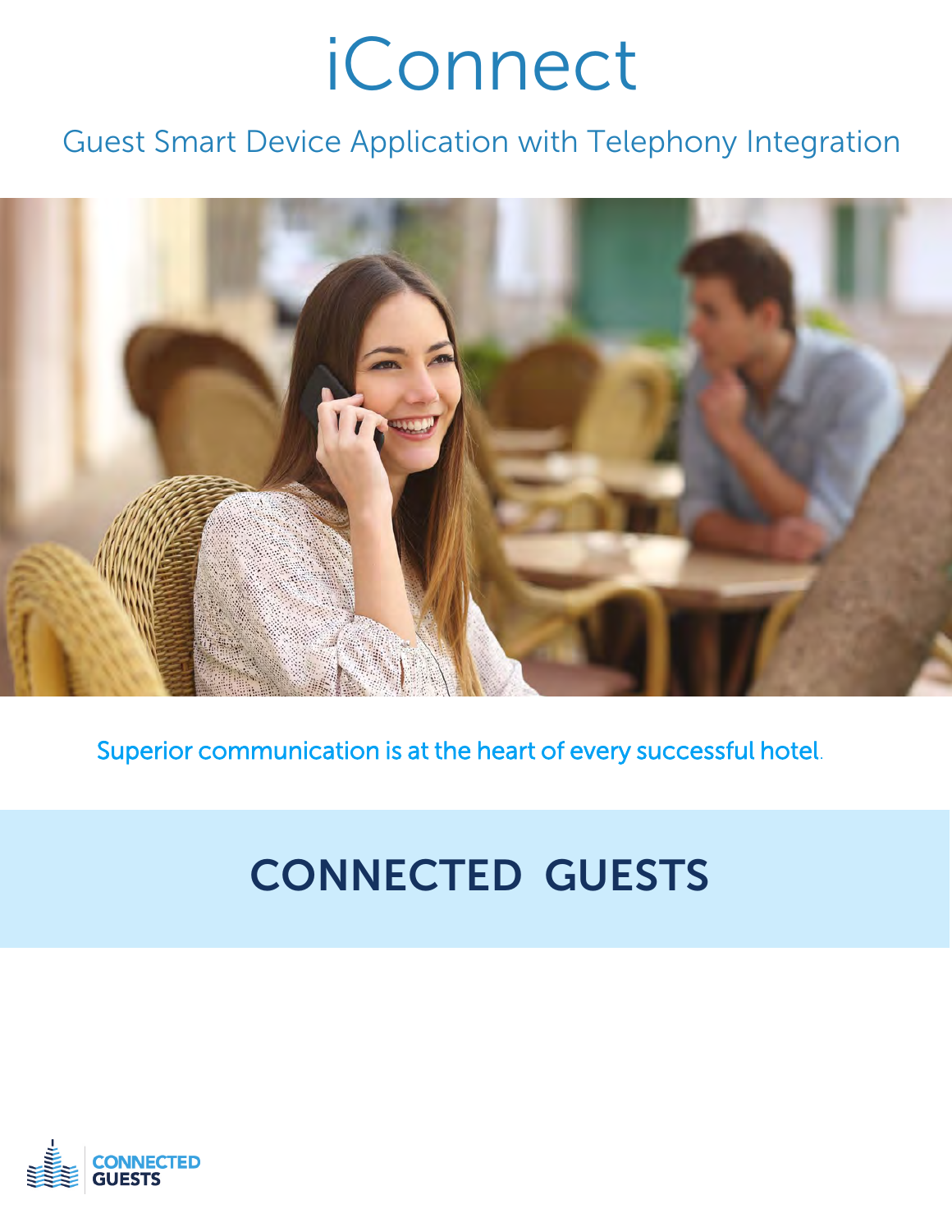# iConnect

## Guest Smart Device Application with Telephony Integration

Superior communication is at the heart of every successful hotel.

## CONNECTED GUESTS

CONNECTED
GUESTS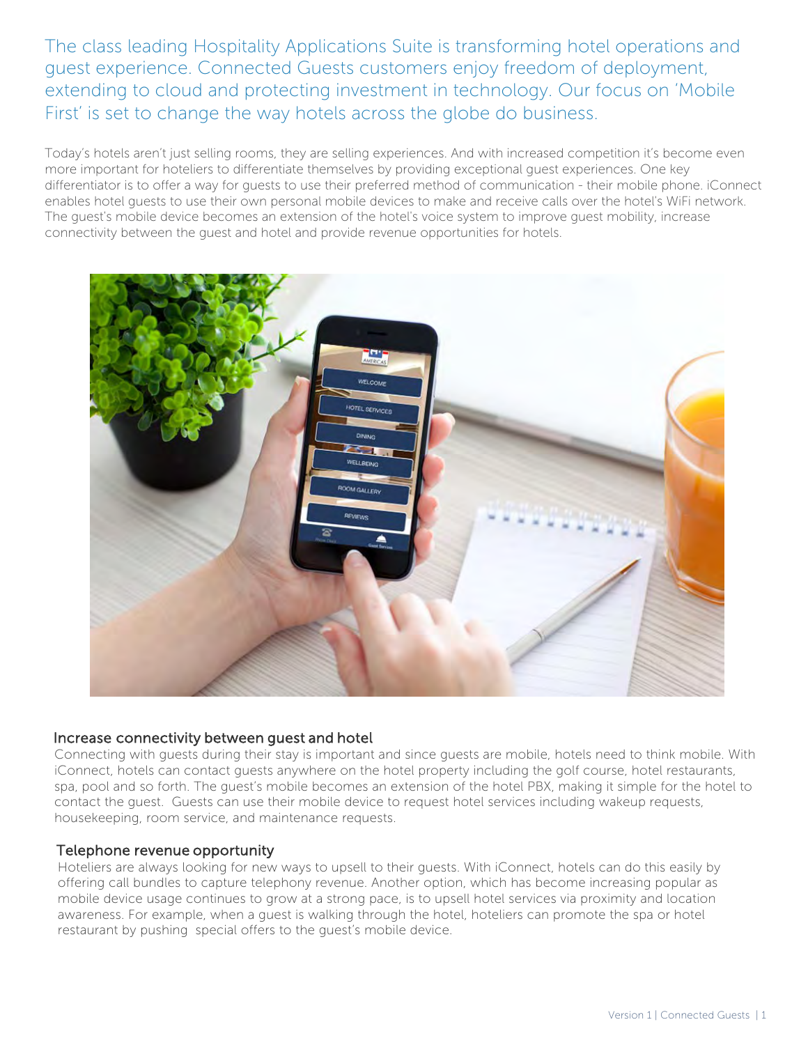The class leading Hospitality Applications Suite is transforming hotel operations and guest experience. Connected Guests customers enjoy freedom of deployment, extending to cloud and protecting investment in technology. Our focus on 'Mobile First' is set to change the way hotels across the globe do business.

Today's hotels aren't just selling rooms, they are selling experiences. And with increased competition it's become even more important for hoteliers to differentiate themselves by providing exceptional guest experiences. One key differentiator is to offer a way for guests to use their preferred method of communication - their mobile phone. iConnect enables hotel guests to use their own personal mobile devices to make and receive calls over the hotel's WiFi network. The guest's mobile device becomes an extension of the hotel's voice system to improve guest mobility, increase connectivity between the guest and hotel and provide revenue opportunities for hotels.

## Increase connectivity between guest and hotel

Connecting with guests during their stay is important and since guests are mobile, hotels need to think mobile. With iConnect, hotels can contact guests anywhere on the hotel property including the golf course, hotel restaurants, spa, pool and so forth. The guest's mobile becomes an extension of the hotel PBX, making it simple for the hotel to contact the guest. Guests can use their mobile device to request hotel services including wakeup requests, housekeeping, room service, and maintenance requests.

## Telephone revenue opportunity

Hoteliers are always looking for new ways to upsell to their guests. With iConnect, hotels can do this easily by offering call bundles to capture telephony revenue. Another option, which has become increasing popular as mobile device usage continues to grow at a strong pace, is to upsell hotel services via proximity and location awareness. For example, when a guest is walking through the hotel, hoteliers can promote the spa or hotel restaurant by pushing special offers to the guest's mobile device.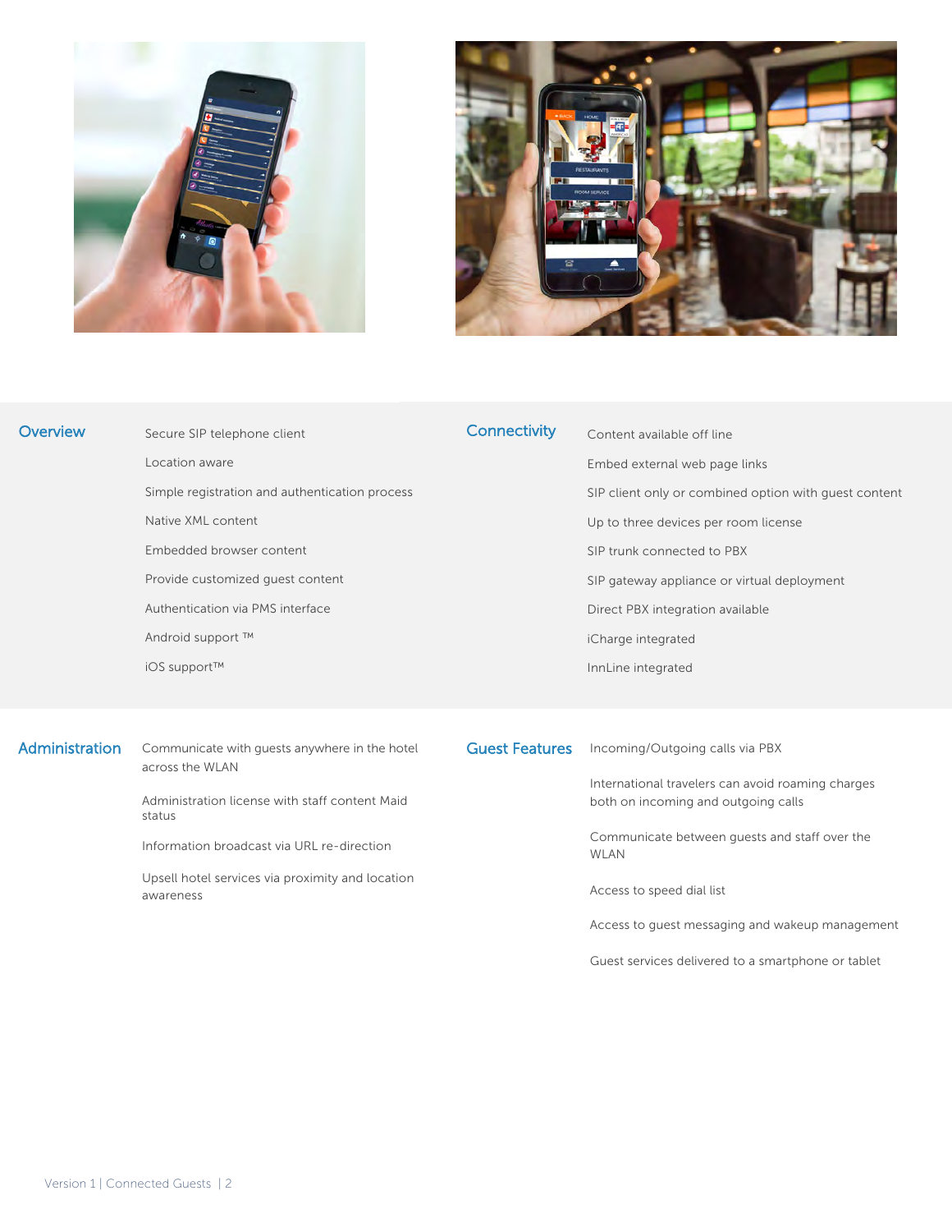## Overview

- Secure SIP telephone client
- Location aware
- Simple registration and authentication process
- Native XML content
- Embedded browser content
- Provide customized guest content
- Authentication via PMS interface
- Android support ™
- iOS support™

## Connectivity

- Content available off line
- Embed external web page links
- SIP client only or combined option with guest content
- Up to three devices per room license
- SIP trunk connected to PBX
- SIP gateway appliance or virtual deployment
- Direct PBX integration available
- iCharge integrated
- InnLine integrated

## Administration

- Communicate with guests anywhere in the hotel across the WLAN
- Administration license with staff content Maid status
- Information broadcast via URL re-direction
- Upsell hotel services via proximity and location awareness

## Guest Features

- Incoming/Outgoing calls via PBX
- International travelers can avoid roaming charges both on incoming and outgoing calls
- Communicate between guests and staff over the WLAN
- Access to speed dial list
- Access to guest messaging and wakeup management
- Guest services delivered to a smartphone or tablet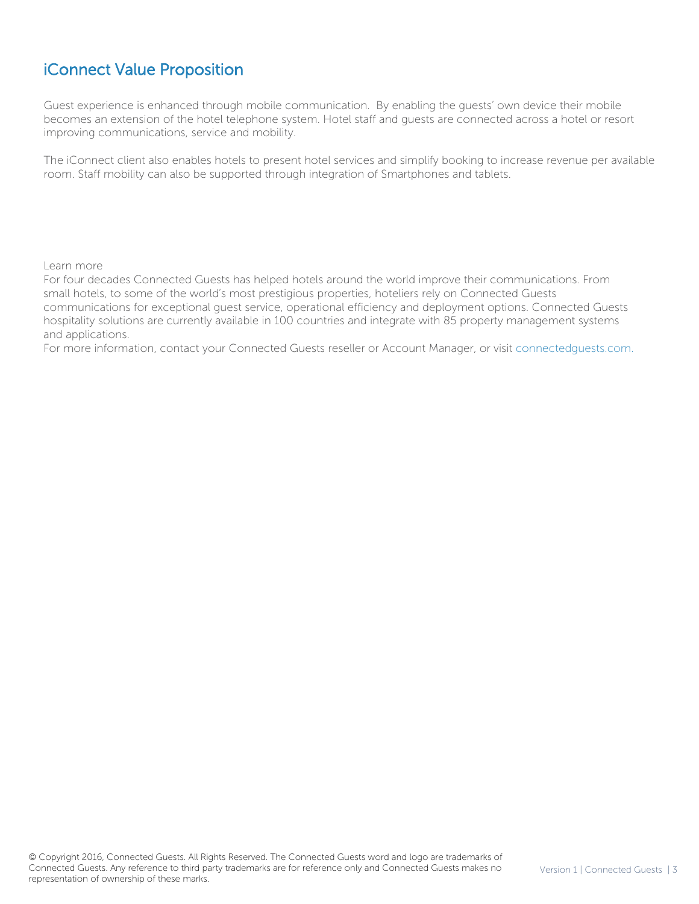## iConnect Value Proposition

Guest experience is enhanced through mobile communication.  By enabling the guests' own device their mobile becomes an extension of the hotel telephone system. Hotel staff and guests are connected across a hotel or resort improving communications, service and mobility.

The iConnect client also enables hotels to present hotel services and simplify booking to increase revenue per available room. Staff mobility can also be supported through integration of Smartphones and tablets.

Learn more

For four decades Connected Guests has helped hotels around the world improve their communications. From small hotels, to some of the world's most prestigious properties, hoteliers rely on Connected Guests communications for exceptional guest service, operational efficiency and deployment options. Connected Guests hospitality solutions are currently available in 100 countries and integrate with 85 property management systems and applications.

For more information, contact your Connected Guests reseller or Account Manager, or visit connectedguests.com.

© Copyright 2016, Connected Guests. All Rights Reserved. The Connected Guests word and logo are trademarks of Connected Guests. Any reference to third party trademarks are for reference only and Connected Guests makes no representation of ownership of these marks.